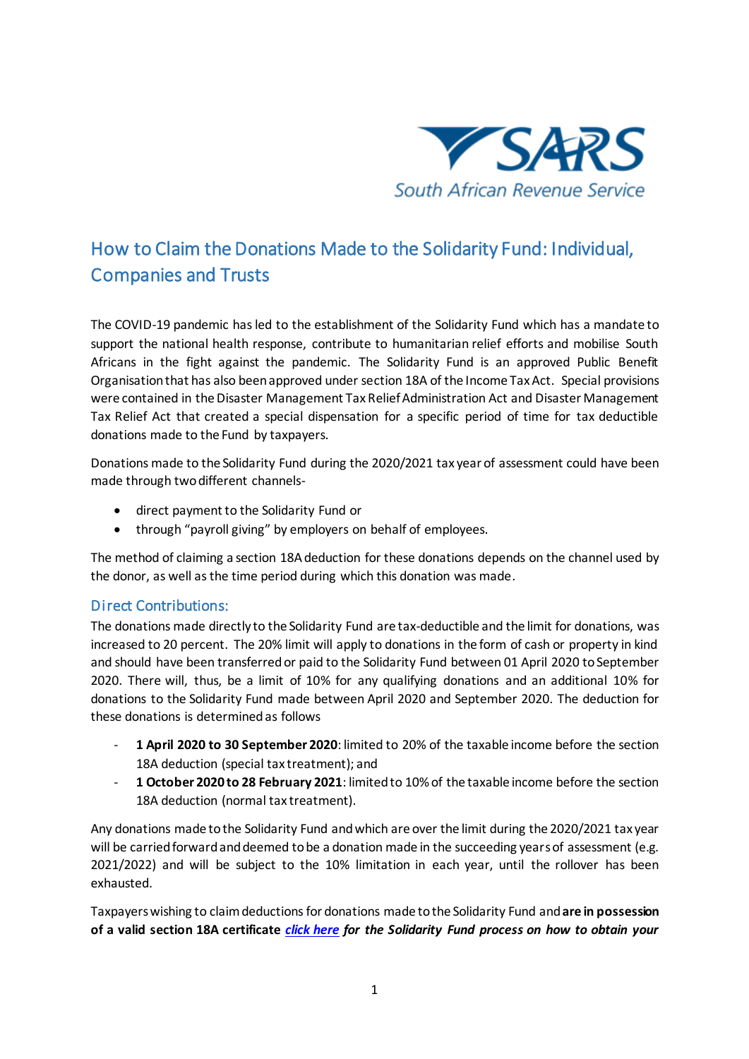# How to Claim the Donations Made to the Solidarity Fund: Individual, Companies and Trusts

The COVID-19 pandemic has led to the establishment of the Solidarity Fund which has a mandate to support the national health response, contribute to humanitarian relief efforts and mobilise South Africans in the fight against the pandemic. The Solidarity Fund is an approved Public Benefit Organisation that has also been approved under section 18A of the Income Tax Act. Special provisions were contained in the Disaster Management Tax Relief Administration Act and Disaster Management Tax Relief Act that created a special dispensation for a specific period of time for tax deductible donations made to the Fund by taxpayers.

Donations made to the Solidarity Fund during the 2020/2021 tax year of assessment could have been made through two different channels-

- direct payment to the Solidarity Fund or
- through "payroll giving" by employers on behalf of employees.

The method of claiming a section 18A deduction for these donations depends on the channel used by the donor, as well as the time period during which this donation was made.

## Direct Contributions:

The donations made directly to the Solidarity Fund are tax-deductible and the limit for donations, was increased to 20 percent. The 20% limit will apply to donations in the form of cash or property in kind and should have been transferred or paid to the Solidarity Fund between 01 April 2020 to September 2020. There will, thus, be a limit of 10% for any qualifying donations and an additional 10% for donations to the Solidarity Fund made between April 2020 and September 2020. The deduction for these donations is determined as follows

- **1 April 2020 to 30 September 2020**: limited to 20% of the taxable income before the section 18A deduction (special tax treatment); and
- **1 October 2020 to 28 February 2021**: limited to 10% of the taxable income before the section 18A deduction (normal tax treatment).

Any donations made to the Solidarity Fund and which are over the limit during the 2020/2021 tax year will be carried forward and deemed to be a donation made in the succeeding years of assessment (e.g. 2021/2022) and will be subject to the 10% limitation in each year, until the rollover has been exhausted.

Taxpayers wishing to claim deductions for donations made to the Solidarity Fund and **are in possession of a valid section 18A certificate** ***click here*** ***for the Solidarity Fund process on how to obtain your***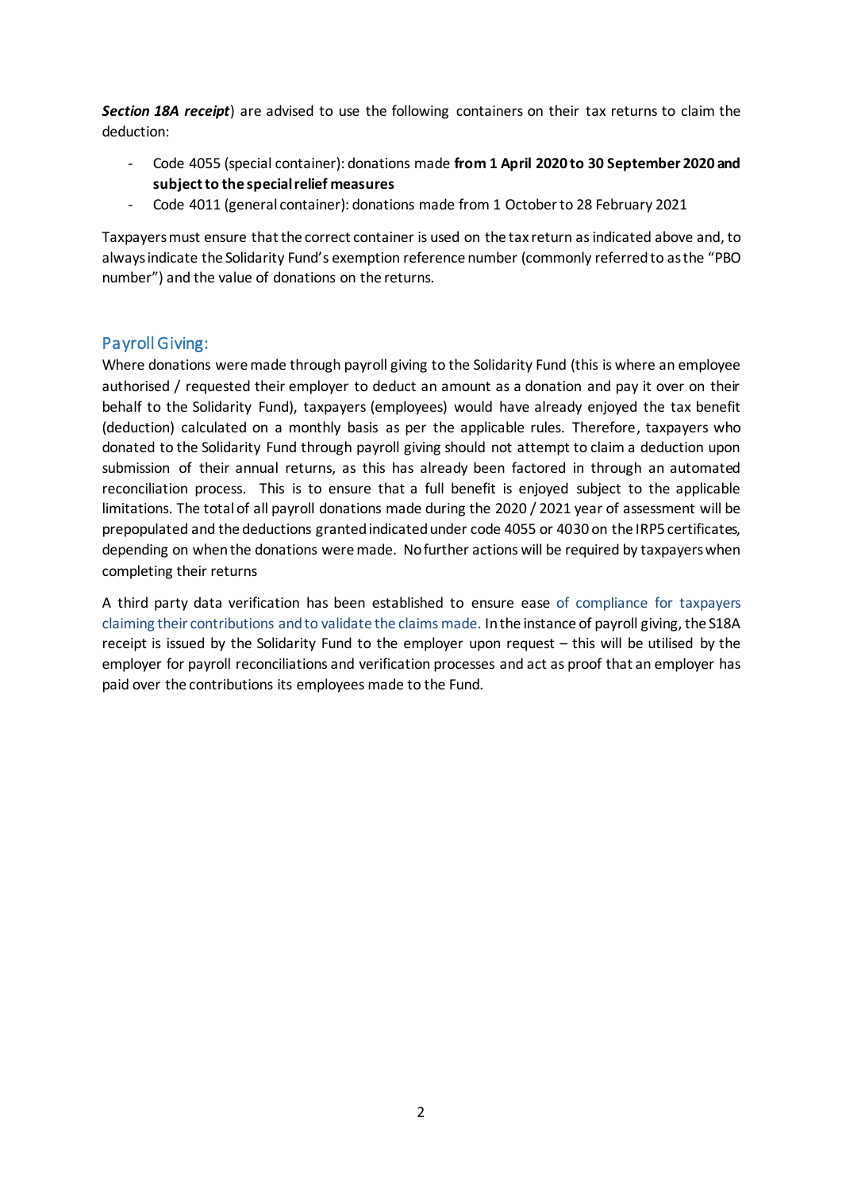***Section 18A receipt***) are advised to use the following containers on their tax returns to claim the deduction:

- Code 4055 (special container): donations made **from 1 April 2020 to 30 September 2020 and subject to the special relief measures**
- Code 4011 (general container): donations made from 1 October to 28 February 2021

Taxpayers must ensure that the correct container is used on the tax return as indicated above and, to always indicate the Solidarity Fund's exemption reference number (commonly referred to as the "PBO number") and the value of donations on the returns.

## Payroll Giving:

Where donations were made through payroll giving to the Solidarity Fund (this is where an employee authorised / requested their employer to deduct an amount as a donation and pay it over on their behalf to the Solidarity Fund), taxpayers (employees) would have already enjoyed the tax benefit (deduction) calculated on a monthly basis as per the applicable rules. Therefore, taxpayers who donated to the Solidarity Fund through payroll giving should not attempt to claim a deduction upon submission of their annual returns, as this has already been factored in through an automated reconciliation process. This is to ensure that a full benefit is enjoyed subject to the applicable limitations. The total of all payroll donations made during the 2020 / 2021 year of assessment will be prepopulated and the deductions granted indicated under code 4055 or 4030 on the IRP5 certificates, depending on when the donations were made. No further actions will be required by taxpayers when completing their returns

A third party data verification has been established to ensure ease of compliance for taxpayers claiming their contributions and to validate the claims made. In the instance of payroll giving, the S18A receipt is issued by the Solidarity Fund to the employer upon request – this will be utilised by the employer for payroll reconciliations and verification processes and act as proof that an employer has paid over the contributions its employees made to the Fund.